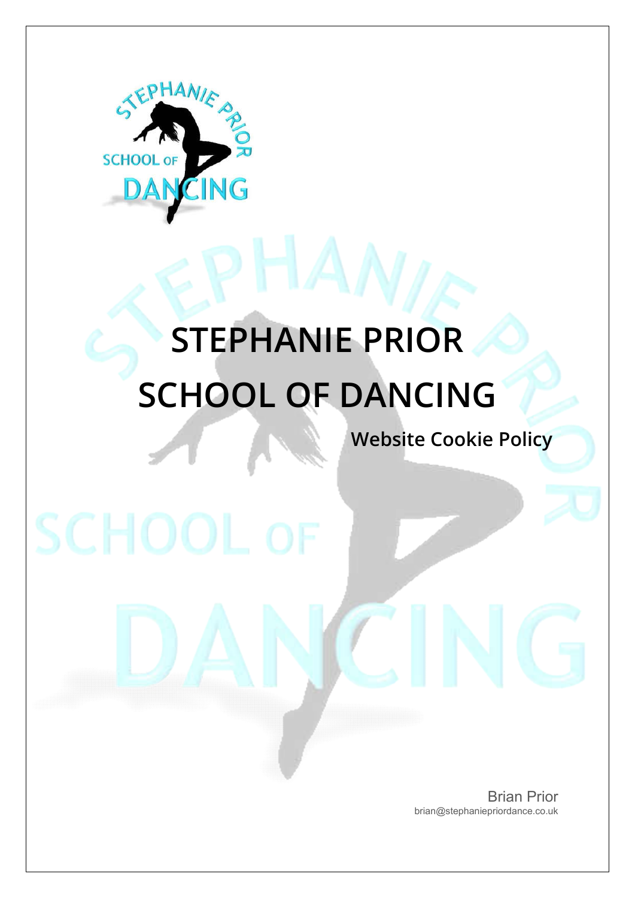# STEPHANIE PRIOR SCHOOL OF DANCING

## Website Cookie Policy

Brian Prior
brian@stephaniepriordance.co.uk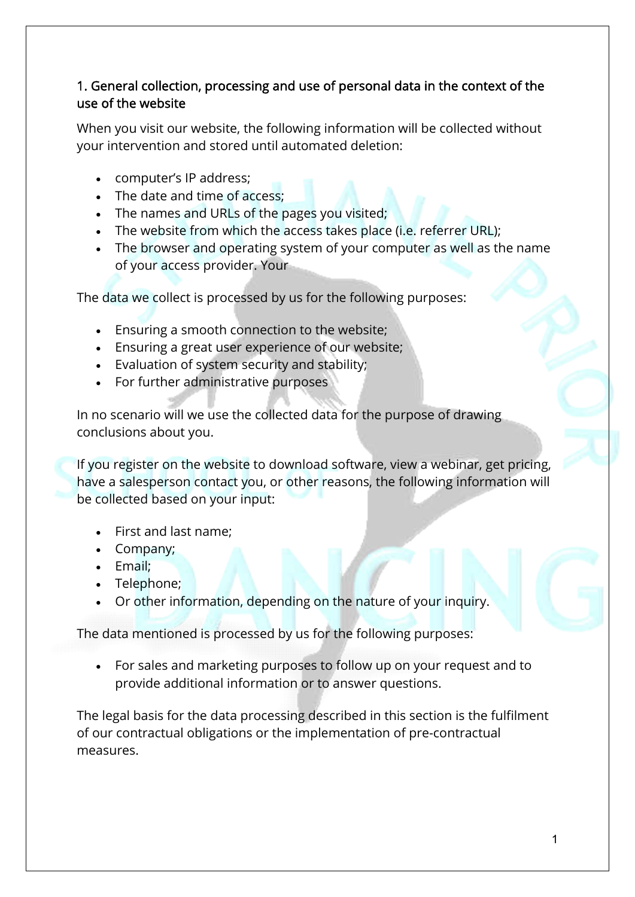## 1. General collection, processing and use of personal data in the context of the use of the website

When you visit our website, the following information will be collected without your intervention and stored until automated deletion:

- computer's IP address;
- The date and time of access;
- The names and URLs of the pages you visited;
- The website from which the access takes place (i.e. referrer URL);
- The browser and operating system of your computer as well as the name of your access provider. Your

The data we collect is processed by us for the following purposes:

- Ensuring a smooth connection to the website;
- Ensuring a great user experience of our website;
- Evaluation of system security and stability;
- For further administrative purposes

In no scenario will we use the collected data for the purpose of drawing conclusions about you.

If you register on the website to download software, view a webinar, get pricing, have a salesperson contact you, or other reasons, the following information will be collected based on your input:

- First and last name;
- Company;
- Email;
- Telephone;
- Or other information, depending on the nature of your inquiry.

The data mentioned is processed by us for the following purposes:

- For sales and marketing purposes to follow up on your request and to provide additional information or to answer questions.

The legal basis for the data processing described in this section is the fulfilment of our contractual obligations or the implementation of pre-contractual measures.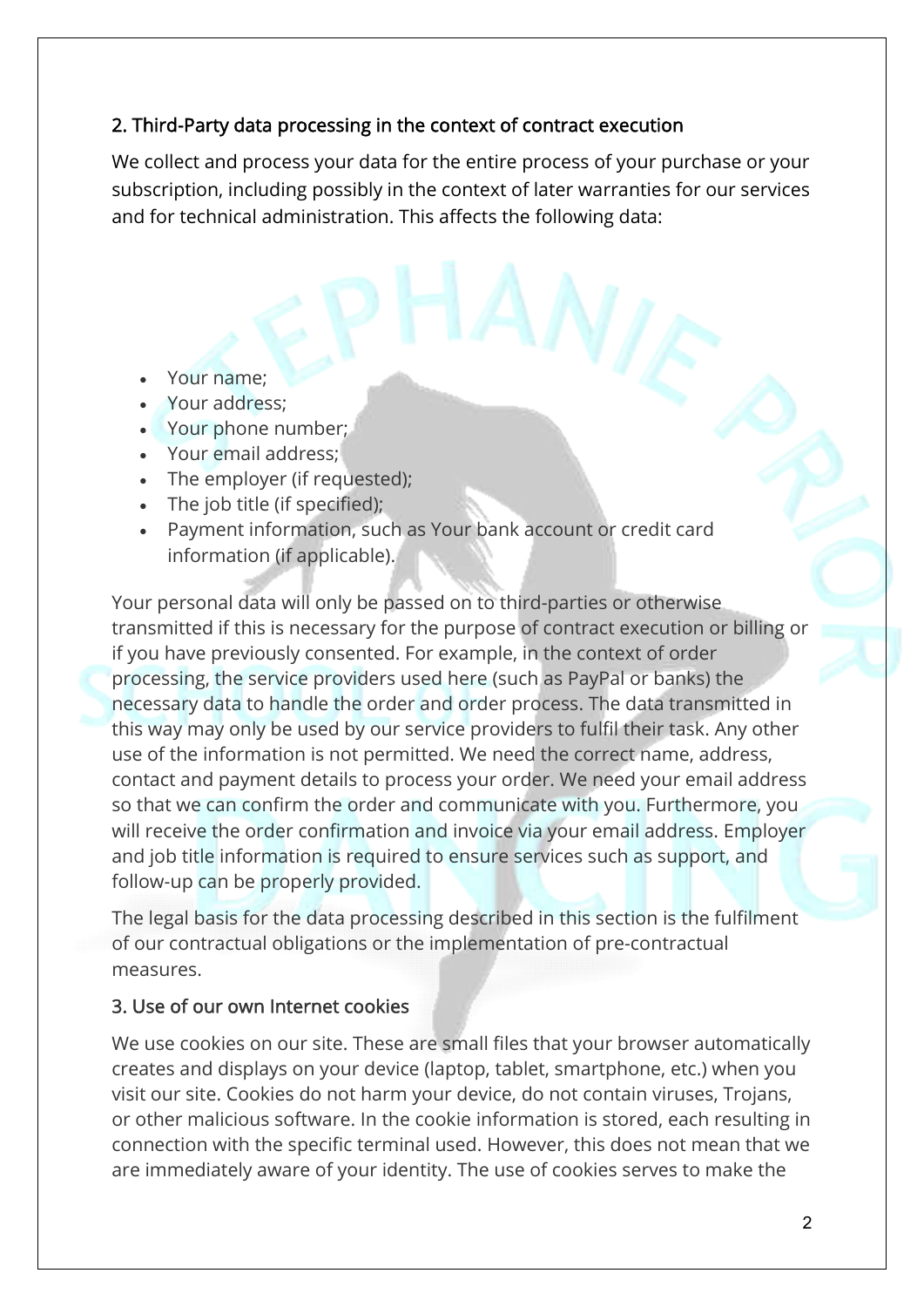## 2. Third-Party data processing in the context of contract execution

We collect and process your data for the entire process of your purchase or your subscription, including possibly in the context of later warranties for our services and for technical administration. This affects the following data:

- Your name;
- Your address;
- Your phone number;
- Your email address;
- The employer (if requested);
- The job title (if specified);
- Payment information, such as Your bank account or credit card information (if applicable).

Your personal data will only be passed on to third-parties or otherwise transmitted if this is necessary for the purpose of contract execution or billing or if you have previously consented. For example, in the context of order processing, the service providers used here (such as PayPal or banks) the necessary data to handle the order and order process. The data transmitted in this way may only be used by our service providers to fulfil their task. Any other use of the information is not permitted. We need the correct name, address, contact and payment details to process your order. We need your email address so that we can confirm the order and communicate with you. Furthermore, you will receive the order confirmation and invoice via your email address. Employer and job title information is required to ensure services such as support, and follow-up can be properly provided.

The legal basis for the data processing described in this section is the fulfilment of our contractual obligations or the implementation of pre-contractual measures.

## 3. Use of our own Internet cookies

We use cookies on our site. These are small files that your browser automatically creates and displays on your device (laptop, tablet, smartphone, etc.) when you visit our site. Cookies do not harm your device, do not contain viruses, Trojans, or other malicious software. In the cookie information is stored, each resulting in connection with the specific terminal used. However, this does not mean that we are immediately aware of your identity. The use of cookies serves to make the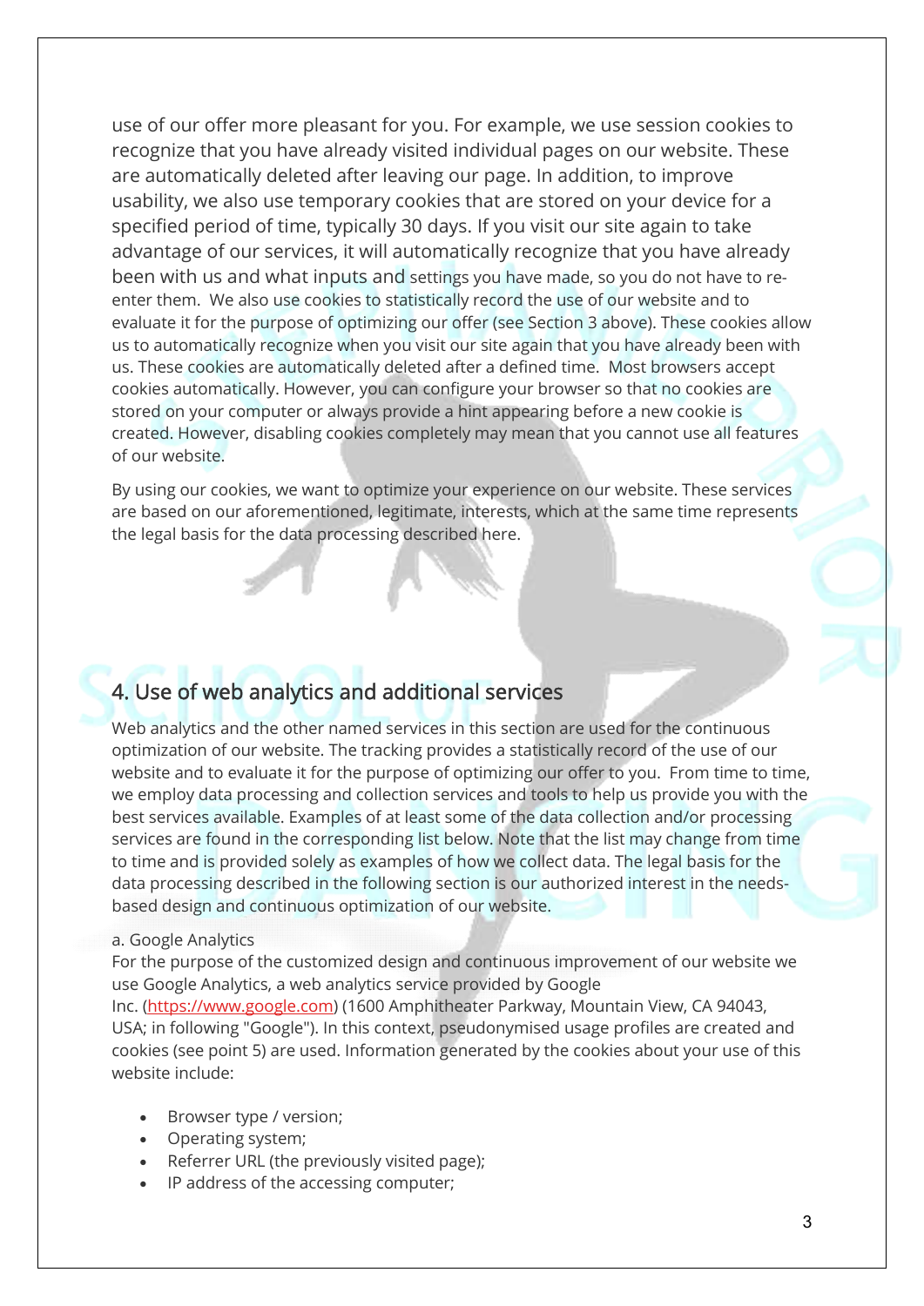use of our offer more pleasant for you. For example, we use session cookies to recognize that you have already visited individual pages on our website. These are automatically deleted after leaving our page. In addition, to improve usability, we also use temporary cookies that are stored on your device for a specified period of time, typically 30 days. If you visit our site again to take advantage of our services, it will automatically recognize that you have already been with us and what inputs and settings you have made, so you do not have to re-enter them. We also use cookies to statistically record the use of our website and to evaluate it for the purpose of optimizing our offer (see Section 3 above). These cookies allow us to automatically recognize when you visit our site again that you have already been with us. These cookies are automatically deleted after a defined time. Most browsers accept cookies automatically. However, you can configure your browser so that no cookies are stored on your computer or always provide a hint appearing before a new cookie is created. However, disabling cookies completely may mean that you cannot use all features of our website.

By using our cookies, we want to optimize your experience on our website. These services are based on our aforementioned, legitimate, interests, which at the same time represents the legal basis for the data processing described here.

## 4. Use of web analytics and additional services

Web analytics and the other named services in this section are used for the continuous optimization of our website. The tracking provides a statistically record of the use of our website and to evaluate it for the purpose of optimizing our offer to you. From time to time, we employ data processing and collection services and tools to help us provide you with the best services available. Examples of at least some of the data collection and/or processing services are found in the corresponding list below. Note that the list may change from time to time and is provided solely as examples of how we collect data. The legal basis for the data processing described in the following section is our authorized interest in the needs-based design and continuous optimization of our website.

a. Google Analytics

For the purpose of the customized design and continuous improvement of our website we use Google Analytics, a web analytics service provided by Google Inc. (https://www.google.com) (1600 Amphitheater Parkway, Mountain View, CA 94043, USA; in following "Google"). In this context, pseudonymised usage profiles are created and cookies (see point 5) are used. Information generated by the cookies about your use of this website include:

- Browser type / version;
- Operating system;
- Referrer URL (the previously visited page);
- IP address of the accessing computer;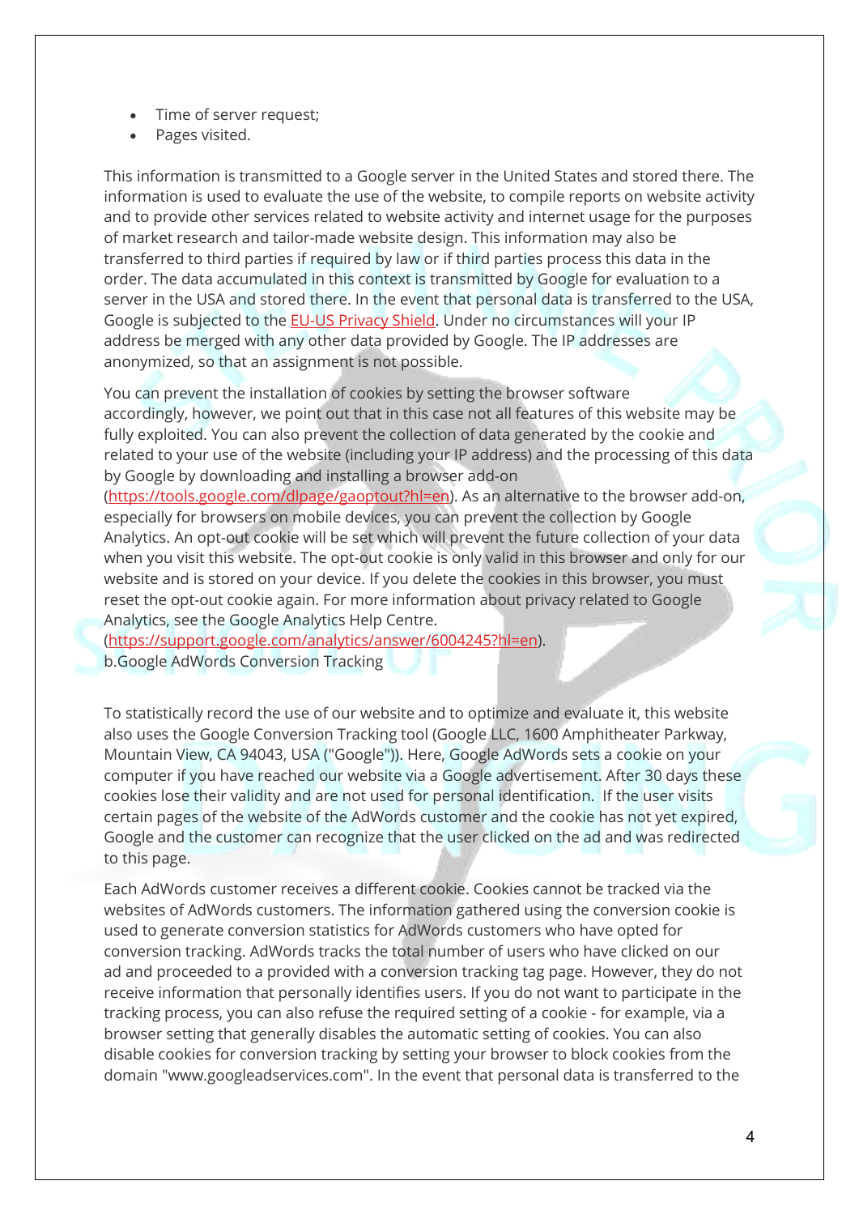- Time of server request;
- Pages visited.

This information is transmitted to a Google server in the United States and stored there. The information is used to evaluate the use of the website, to compile reports on website activity and to provide other services related to website activity and internet usage for the purposes of market research and tailor-made website design. This information may also be transferred to third parties if required by law or if third parties process this data in the order. The data accumulated in this context is transmitted by Google for evaluation to a server in the USA and stored there. In the event that personal data is transferred to the USA, Google is subjected to the EU-US Privacy Shield. Under no circumstances will your IP address be merged with any other data provided by Google. The IP addresses are anonymized, so that an assignment is not possible.

You can prevent the installation of cookies by setting the browser software accordingly, however, we point out that in this case not all features of this website may be fully exploited. You can also prevent the collection of data generated by the cookie and related to your use of the website (including your IP address) and the processing of this data by Google by downloading and installing a browser add-on (https://tools.google.com/dlpage/gaoptout?hl=en). As an alternative to the browser add-on, especially for browsers on mobile devices, you can prevent the collection by Google Analytics. An opt-out cookie will be set which will prevent the future collection of your data when you visit this website. The opt-out cookie is only valid in this browser and only for our website and is stored on your device. If you delete the cookies in this browser, you must reset the opt-out cookie again. For more information about privacy related to Google Analytics, see the Google Analytics Help Centre. (https://support.google.com/analytics/answer/6004245?hl=en).
b.Google AdWords Conversion Tracking

To statistically record the use of our website and to optimize and evaluate it, this website also uses the Google Conversion Tracking tool (Google LLC, 1600 Amphitheater Parkway, Mountain View, CA 94043, USA ("Google")). Here, Google AdWords sets a cookie on your computer if you have reached our website via a Google advertisement. After 30 days these cookies lose their validity and are not used for personal identification. If the user visits certain pages of the website of the AdWords customer and the cookie has not yet expired, Google and the customer can recognize that the user clicked on the ad and was redirected to this page.

Each AdWords customer receives a different cookie. Cookies cannot be tracked via the websites of AdWords customers. The information gathered using the conversion cookie is used to generate conversion statistics for AdWords customers who have opted for conversion tracking. AdWords tracks the total number of users who have clicked on our ad and proceeded to a provided with a conversion tracking tag page. However, they do not receive information that personally identifies users. If you do not want to participate in the tracking process, you can also refuse the required setting of a cookie - for example, via a browser setting that generally disables the automatic setting of cookies. You can also disable cookies for conversion tracking by setting your browser to block cookies from the domain "www.googleadservices.com". In the event that personal data is transferred to the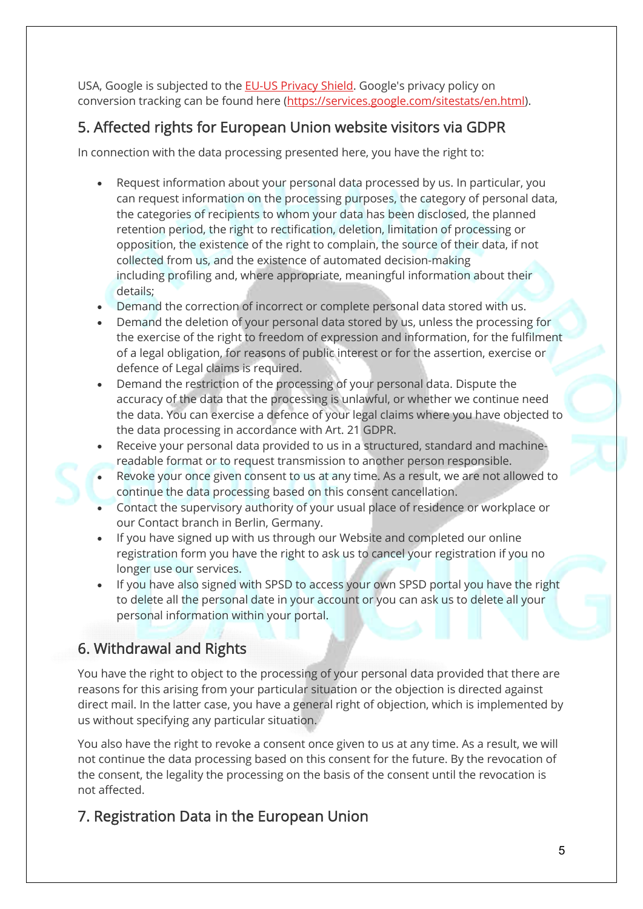USA, Google is subjected to the EU-US Privacy Shield. Google's privacy policy on conversion tracking can be found here (https://services.google.com/sitestats/en.html).

## 5. Affected rights for European Union website visitors via GDPR

In connection with the data processing presented here, you have the right to:

- Request information about your personal data processed by us. In particular, you can request information on the processing purposes, the category of personal data, the categories of recipients to whom your data has been disclosed, the planned retention period, the right to rectification, deletion, limitation of processing or opposition, the existence of the right to complain, the source of their data, if not collected from us, and the existence of automated decision-making including profiling and, where appropriate, meaningful information about their details;
- Demand the correction of incorrect or complete personal data stored with us.
- Demand the deletion of your personal data stored by us, unless the processing for the exercise of the right to freedom of expression and information, for the fulfilment of a legal obligation, for reasons of public interest or for the assertion, exercise or defence of Legal claims is required.
- Demand the restriction of the processing of your personal data. Dispute the accuracy of the data that the processing is unlawful, or whether we continue need the data. You can exercise a defence of your legal claims where you have objected to the data processing in accordance with Art. 21 GDPR.
- Receive your personal data provided to us in a structured, standard and machine-readable format or to request transmission to another person responsible.
- Revoke your once given consent to us at any time. As a result, we are not allowed to continue the data processing based on this consent cancellation.
- Contact the supervisory authority of your usual place of residence or workplace or our Contact branch in Berlin, Germany.
- If you have signed up with us through our Website and completed our online registration form you have the right to ask us to cancel your registration if you no longer use our services.
- If you have also signed with SPSD to access your own SPSD portal you have the right to delete all the personal date in your account or you can ask us to delete all your personal information within your portal.

## 6. Withdrawal and Rights

You have the right to object to the processing of your personal data provided that there are reasons for this arising from your particular situation or the objection is directed against direct mail. In the latter case, you have a general right of objection, which is implemented by us without specifying any particular situation.

You also have the right to revoke a consent once given to us at any time. As a result, we will not continue the data processing based on this consent for the future. By the revocation of the consent, the legality the processing on the basis of the consent until the revocation is not affected.

## 7. Registration Data in the European Union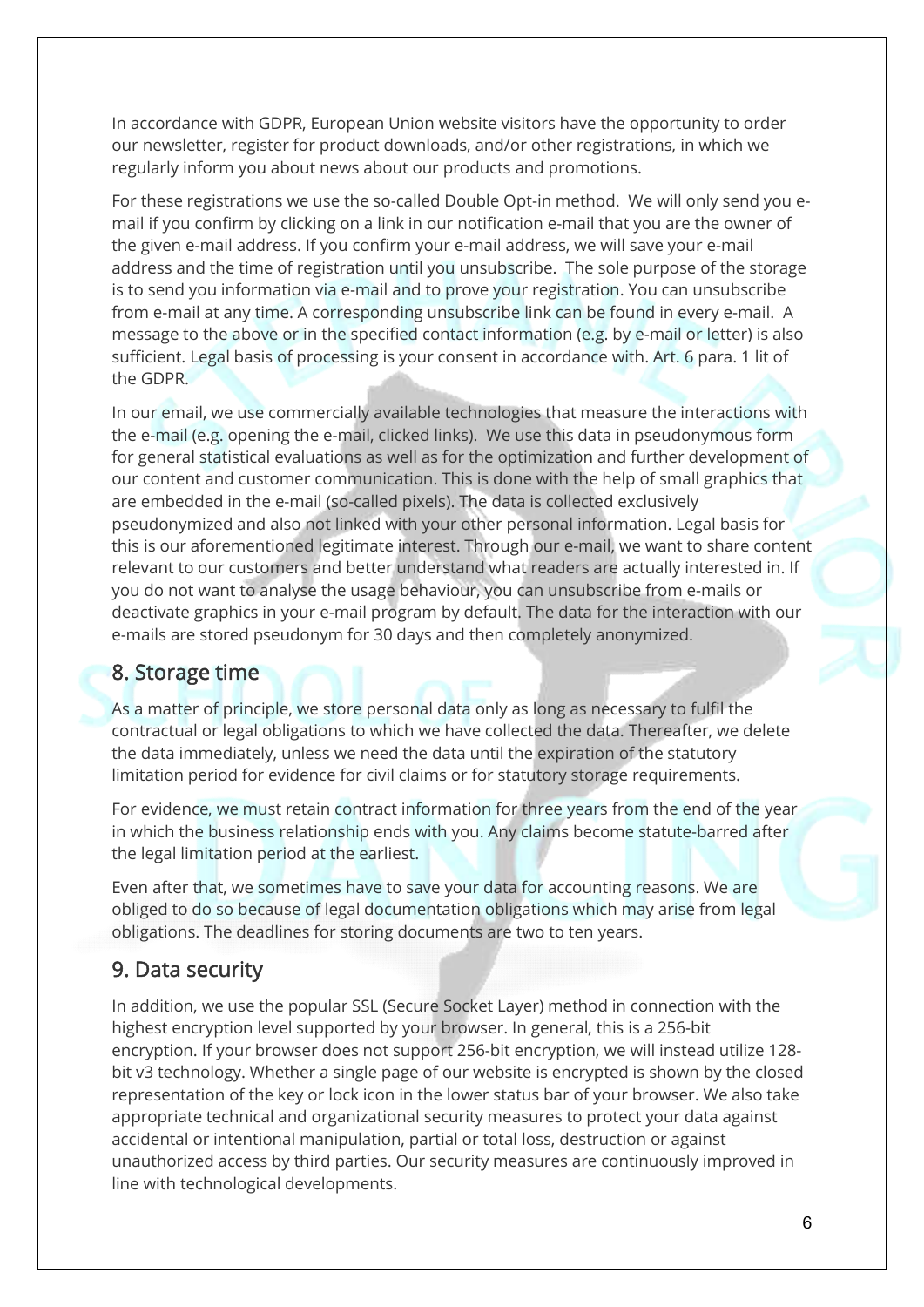In accordance with GDPR, European Union website visitors have the opportunity to order our newsletter, register for product downloads, and/or other registrations, in which we regularly inform you about news about our products and promotions.

For these registrations we use the so-called Double Opt-in method. We will only send you e-mail if you confirm by clicking on a link in our notification e-mail that you are the owner of the given e-mail address. If you confirm your e-mail address, we will save your e-mail address and the time of registration until you unsubscribe. The sole purpose of the storage is to send you information via e-mail and to prove your registration. You can unsubscribe from e-mail at any time. A corresponding unsubscribe link can be found in every e-mail. A message to the above or in the specified contact information (e.g. by e-mail or letter) is also sufficient. Legal basis of processing is your consent in accordance with. Art. 6 para. 1 lit of the GDPR.

In our email, we use commercially available technologies that measure the interactions with the e-mail (e.g. opening the e-mail, clicked links). We use this data in pseudonymous form for general statistical evaluations as well as for the optimization and further development of our content and customer communication. This is done with the help of small graphics that are embedded in the e-mail (so-called pixels). The data is collected exclusively pseudonymized and also not linked with your other personal information. Legal basis for this is our aforementioned legitimate interest. Through our e-mail, we want to share content relevant to our customers and better understand what readers are actually interested in. If you do not want to analyse the usage behaviour, you can unsubscribe from e-mails or deactivate graphics in your e-mail program by default. The data for the interaction with our e-mails are stored pseudonym for 30 days and then completely anonymized.

## 8. Storage time

As a matter of principle, we store personal data only as long as necessary to fulfil the contractual or legal obligations to which we have collected the data. Thereafter, we delete the data immediately, unless we need the data until the expiration of the statutory limitation period for evidence for civil claims or for statutory storage requirements.

For evidence, we must retain contract information for three years from the end of the year in which the business relationship ends with you. Any claims become statute-barred after the legal limitation period at the earliest.

Even after that, we sometimes have to save your data for accounting reasons. We are obliged to do so because of legal documentation obligations which may arise from legal obligations. The deadlines for storing documents are two to ten years.

## 9. Data security

In addition, we use the popular SSL (Secure Socket Layer) method in connection with the highest encryption level supported by your browser. In general, this is a 256-bit encryption. If your browser does not support 256-bit encryption, we will instead utilize 128-bit v3 technology. Whether a single page of our website is encrypted is shown by the closed representation of the key or lock icon in the lower status bar of your browser. We also take appropriate technical and organizational security measures to protect your data against accidental or intentional manipulation, partial or total loss, destruction or against unauthorized access by third parties. Our security measures are continuously improved in line with technological developments.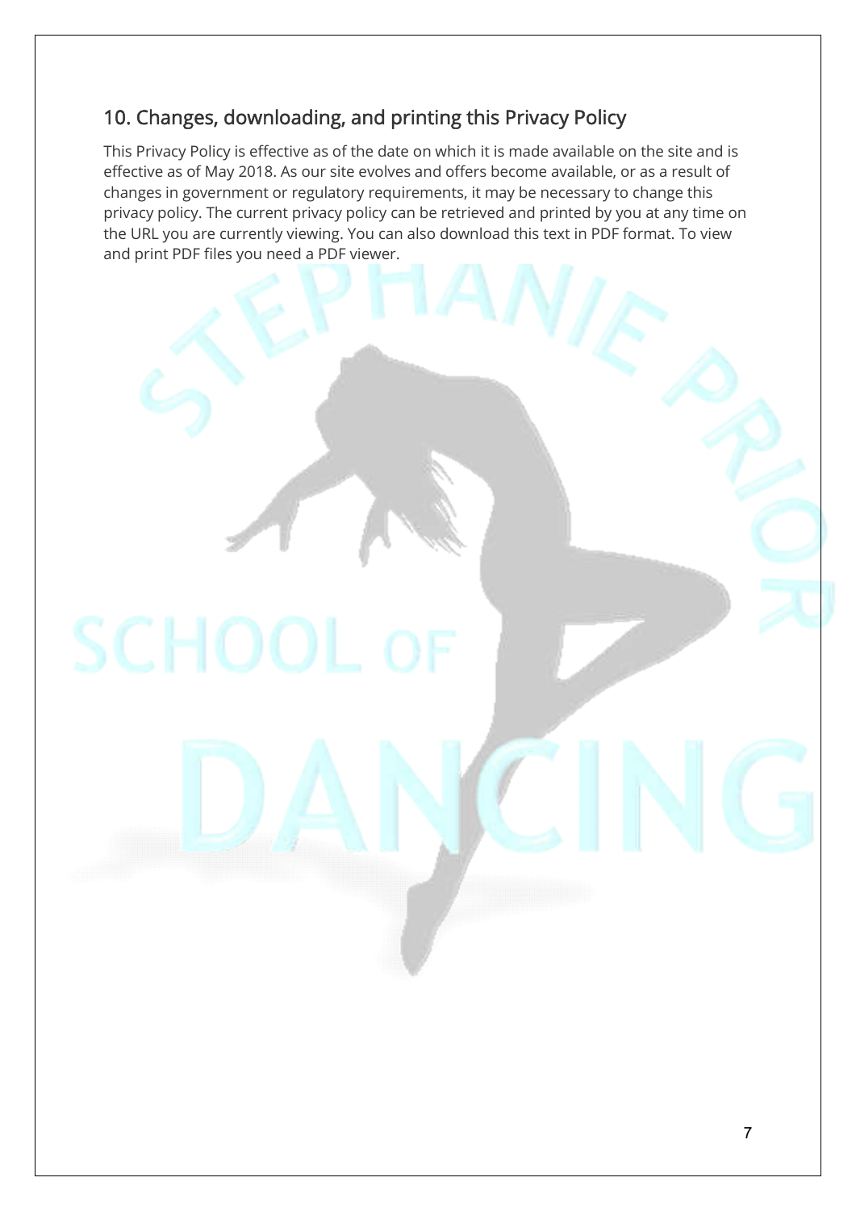## 10. Changes, downloading, and printing this Privacy Policy

This Privacy Policy is effective as of the date on which it is made available on the site and is effective as of May 2018. As our site evolves and offers become available, or as a result of changes in government or regulatory requirements, it may be necessary to change this privacy policy. The current privacy policy can be retrieved and printed by you at any time on the URL you are currently viewing. You can also download this text in PDF format. To view and print PDF files you need a PDF viewer.